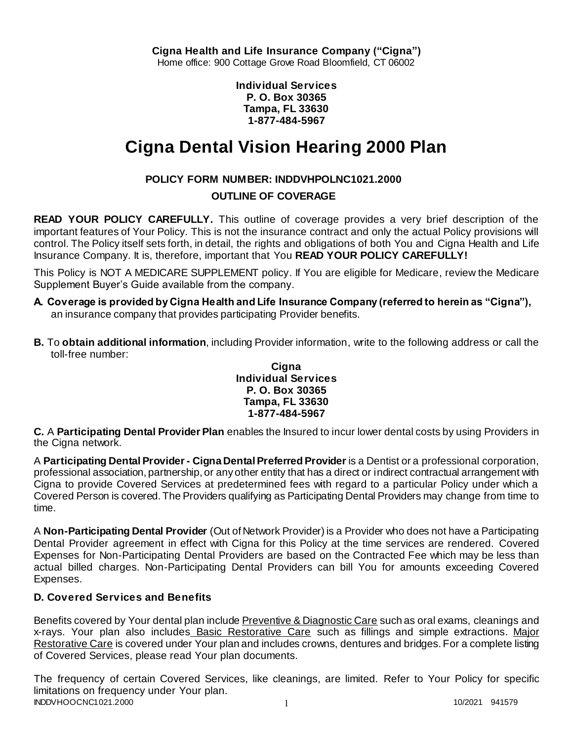**Cigna Health and Life Insurance Company ("Cigna")**
Home office: 900 Cottage Grove Road Bloomfield, CT 06002

**Individual Services**
**P. O. Box 30365**
**Tampa, FL 33630**
**1-877-484-5967**

# Cigna Dental Vision Hearing 2000 Plan

### POLICY FORM NUMBER: INDDVHPOLNC1021.2000

### OUTLINE OF COVERAGE

**READ YOUR POLICY CAREFULLY.** This outline of coverage provides a very brief description of the important features of Your Policy. This is not the insurance contract and only the actual Policy provisions will control. The Policy itself sets forth, in detail, the rights and obligations of both You and Cigna Health and Life Insurance Company. It is, therefore, important that You **READ YOUR POLICY CAREFULLY!**

This Policy is NOT A MEDICARE SUPPLEMENT policy. If You are eligible for Medicare, review the Medicare Supplement Buyer's Guide available from the company.

**A. Coverage is provided by Cigna Health and Life Insurance Company (referred to herein as "Cigna"),** an insurance company that provides participating Provider benefits.

**B.** To **obtain additional information**, including Provider information, write to the following address or call the toll-free number:

**Cigna**
**Individual Services**
**P. O. Box 30365**
**Tampa, FL 33630**
**1-877-484-5967**

**C.** A **Participating Dental Provider Plan** enables the Insured to incur lower dental costs by using Providers in the Cigna network.

A **Participating Dental Provider - Cigna Dental Preferred Provider** is a Dentist or a professional corporation, professional association, partnership, or any other entity that has a direct or indirect contractual arrangement with Cigna to provide Covered Services at predetermined fees with regard to a particular Policy under which a Covered Person is covered. The Providers qualifying as Participating Dental Providers may change from time to time.

A **Non-Participating Dental Provider** (Out of Network Provider) is a Provider who does not have a Participating Dental Provider agreement in effect with Cigna for this Policy at the time services are rendered. Covered Expenses for Non-Participating Dental Providers are based on the Contracted Fee which may be less than actual billed charges. Non-Participating Dental Providers can bill You for amounts exceeding Covered Expenses.

### D. Covered Services and Benefits

Benefits covered by Your dental plan include Preventive & Diagnostic Care such as oral exams, cleanings and x-rays. Your plan also includes Basic Restorative Care such as fillings and simple extractions. Major Restorative Care is covered under Your plan and includes crowns, dentures and bridges. For a complete listing of Covered Services, please read Your plan documents.

The frequency of certain Covered Services, like cleanings, are limited. Refer to Your Policy for specific limitations on frequency under Your plan.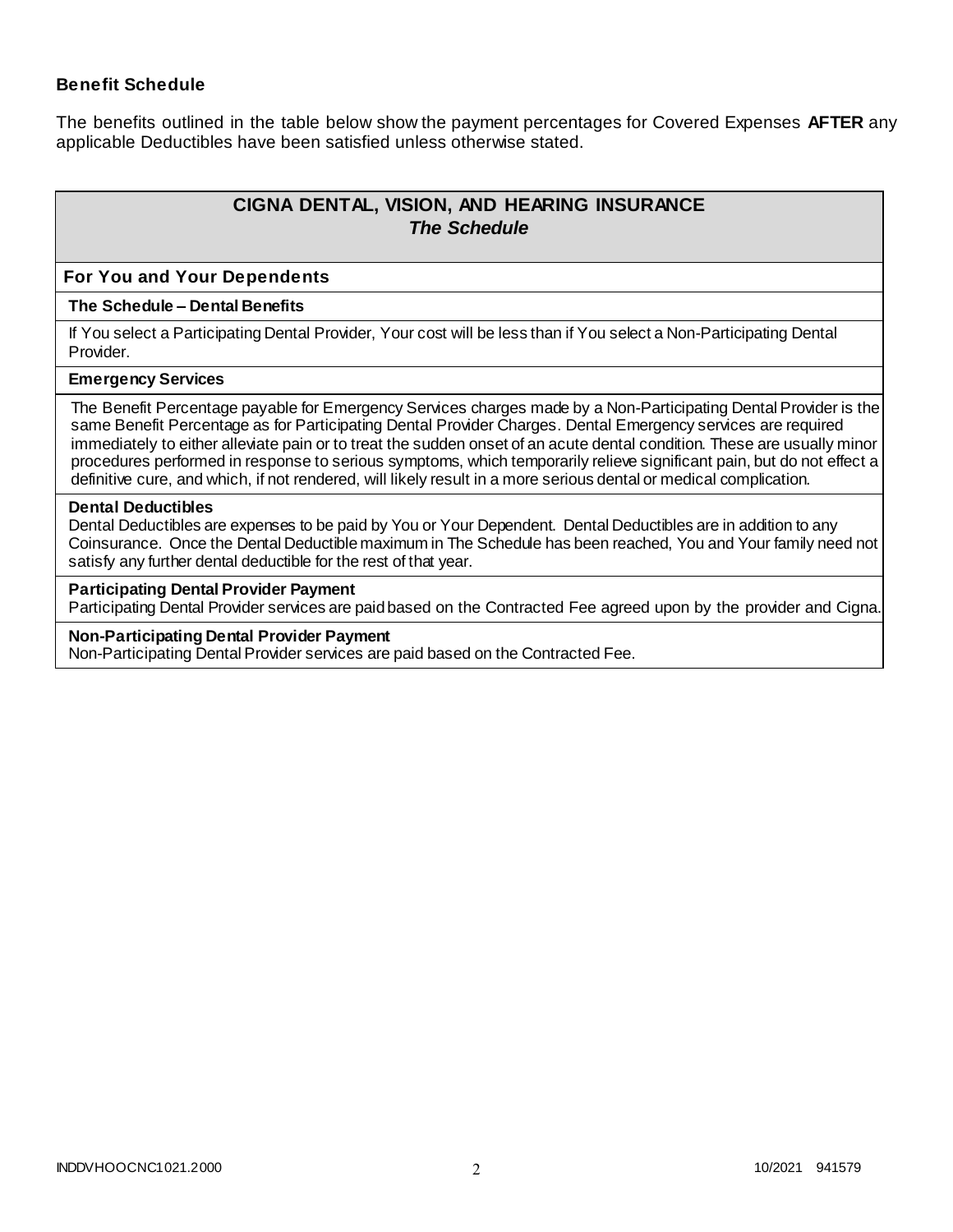### Benefit Schedule

The benefits outlined in the table below show the payment percentages for Covered Expenses **AFTER** any applicable Deductibles have been satisfied unless otherwise stated.

## CIGNA DENTAL, VISION, AND HEARING INSURANCE
### *The Schedule*

### For You and Your Dependents

**The Schedule – Dental Benefits**

If You select a Participating Dental Provider, Your cost will be less than if You select a Non-Participating Dental Provider.

**Emergency Services**

The Benefit Percentage payable for Emergency Services charges made by a Non-Participating Dental Provider is the same Benefit Percentage as for Participating Dental Provider Charges. Dental Emergency services are required immediately to either alleviate pain or to treat the sudden onset of an acute dental condition. These are usually minor procedures performed in response to serious symptoms, which temporarily relieve significant pain, but do not effect a definitive cure, and which, if not rendered, will likely result in a more serious dental or medical complication.

**Dental Deductibles**

Dental Deductibles are expenses to be paid by You or Your Dependent. Dental Deductibles are in addition to any Coinsurance. Once the Dental Deductible maximum in The Schedule has been reached, You and Your family need not satisfy any further dental deductible for the rest of that year.

**Participating Dental Provider Payment**

Participating Dental Provider services are paid based on the Contracted Fee agreed upon by the provider and Cigna.

**Non-Participating Dental Provider Payment**

Non-Participating Dental Provider services are paid based on the Contracted Fee.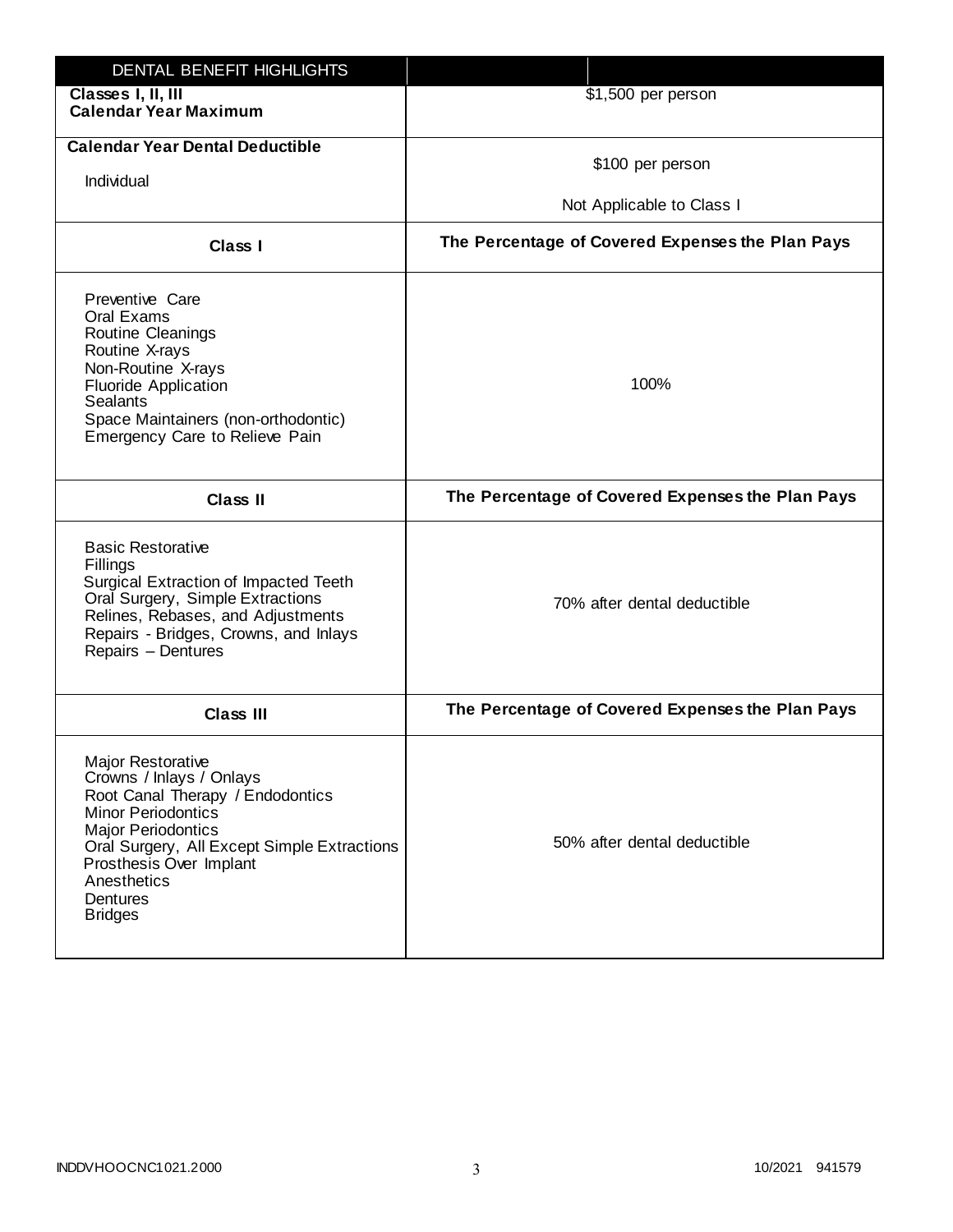| DENTAL BENEFIT HIGHLIGHTS | |
|---|---|
| **Classes I, II, III**<br>**Calendar Year Maximum** | $1,500 per person |
| **Calendar Year Dental Deductible**<br>Individual | $100 per person<br>Not Applicable to Class I |
| **Class I** | **The Percentage of Covered Expenses the Plan Pays** |
| Preventive Care<br>Oral Exams<br>Routine Cleanings<br>Routine X-rays<br>Non-Routine X-rays<br>Fluoride Application<br>Sealants<br>Space Maintainers (non-orthodontic)<br>Emergency Care to Relieve Pain | 100% |
| **Class II** | **The Percentage of Covered Expenses the Plan Pays** |
| Basic Restorative<br>Fillings<br>Surgical Extraction of Impacted Teeth<br>Oral Surgery, Simple Extractions<br>Relines, Rebases, and Adjustments<br>Repairs - Bridges, Crowns, and Inlays<br>Repairs – Dentures | 70% after dental deductible |
| **Class III** | **The Percentage of Covered Expenses the Plan Pays** |
| Major Restorative<br>Crowns / Inlays / Onlays<br>Root Canal Therapy / Endodontics<br>Minor Periodontics<br>Major Periodontics<br>Oral Surgery, All Except Simple Extractions<br>Prosthesis Over Implant<br>Anesthetics<br>Dentures<br>Bridges | 50% after dental deductible |

INDDVHOOCNC1021.2000 10/2021 941579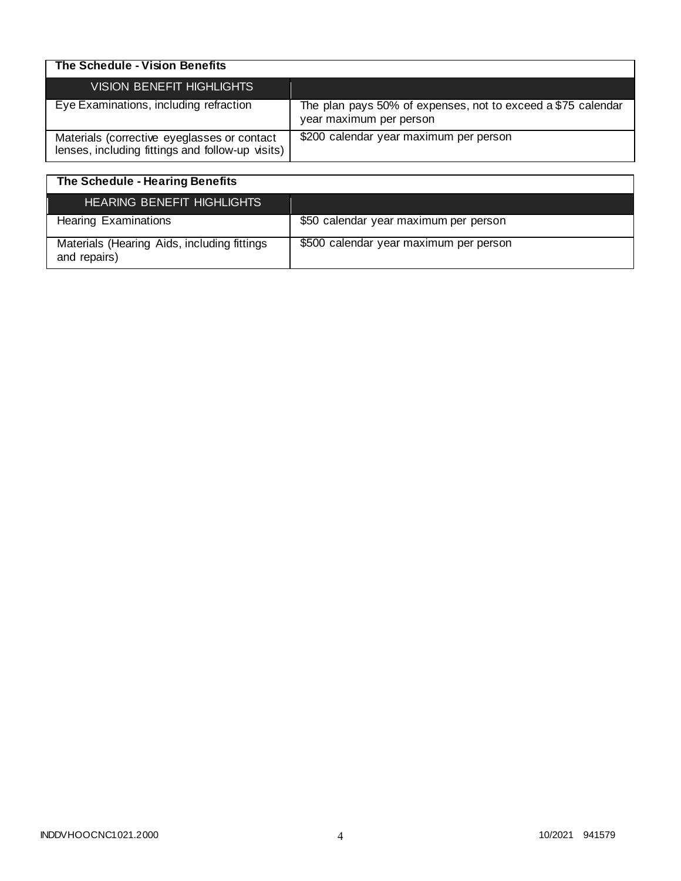| The Schedule - Vision Benefits | |
|---|---|
| VISION BENEFIT HIGHLIGHTS | |
| Eye Examinations, including refraction | The plan pays 50% of expenses, not to exceed a $75 calendar year maximum per person |
| Materials (corrective eyeglasses or contact lenses, including fittings and follow-up visits) | $200 calendar year maximum per person |

| The Schedule - Hearing Benefits | |
|---|---|
| HEARING BENEFIT HIGHLIGHTS | |
| Hearing Examinations | $50 calendar year maximum per person |
| Materials (Hearing Aids, including fittings and repairs) | $500 calendar year maximum per person |

INDDVHOOCNC1021.2000 10/2021 941579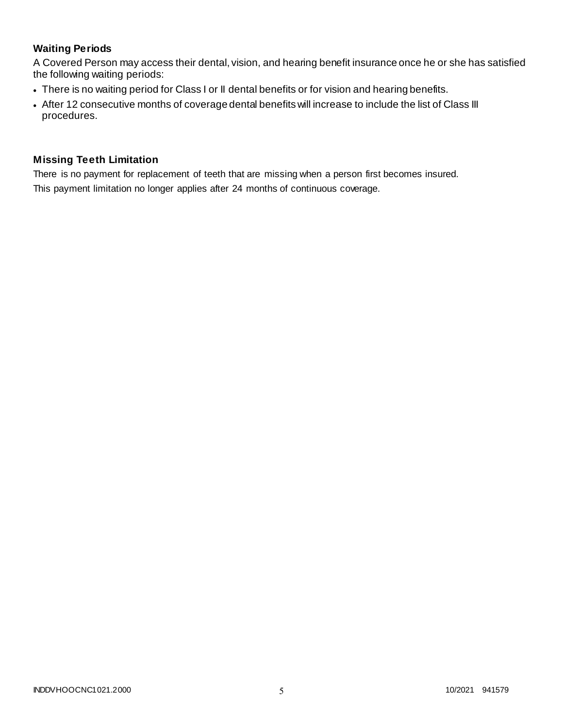### Waiting Periods

A Covered Person may access their dental, vision, and hearing benefit insurance once he or she has satisfied the following waiting periods:

- There is no waiting period for Class I or II dental benefits or for vision and hearing benefits.
- After 12 consecutive months of coverage dental benefits will increase to include the list of Class III procedures.

### Missing Teeth Limitation

There is no payment for replacement of teeth that are missing when a person first becomes insured.

This payment limitation no longer applies after 24 months of continuous coverage.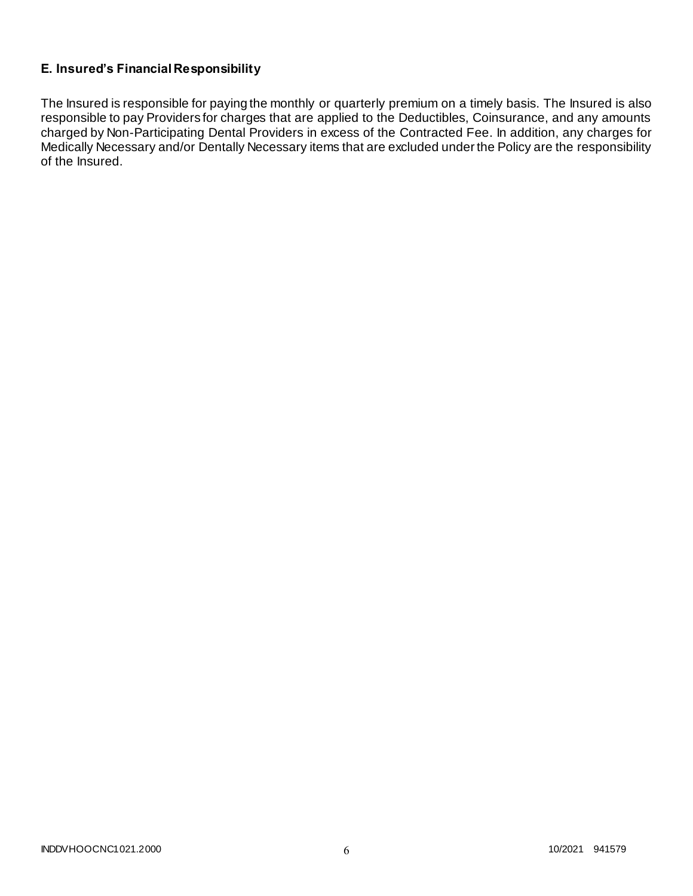### E. Insured's Financial Responsibility

The Insured is responsible for paying the monthly or quarterly premium on a timely basis. The Insured is also responsible to pay Providers for charges that are applied to the Deductibles, Coinsurance, and any amounts charged by Non-Participating Dental Providers in excess of the Contracted Fee. In addition, any charges for Medically Necessary and/or Dentally Necessary items that are excluded under the Policy are the responsibility of the Insured.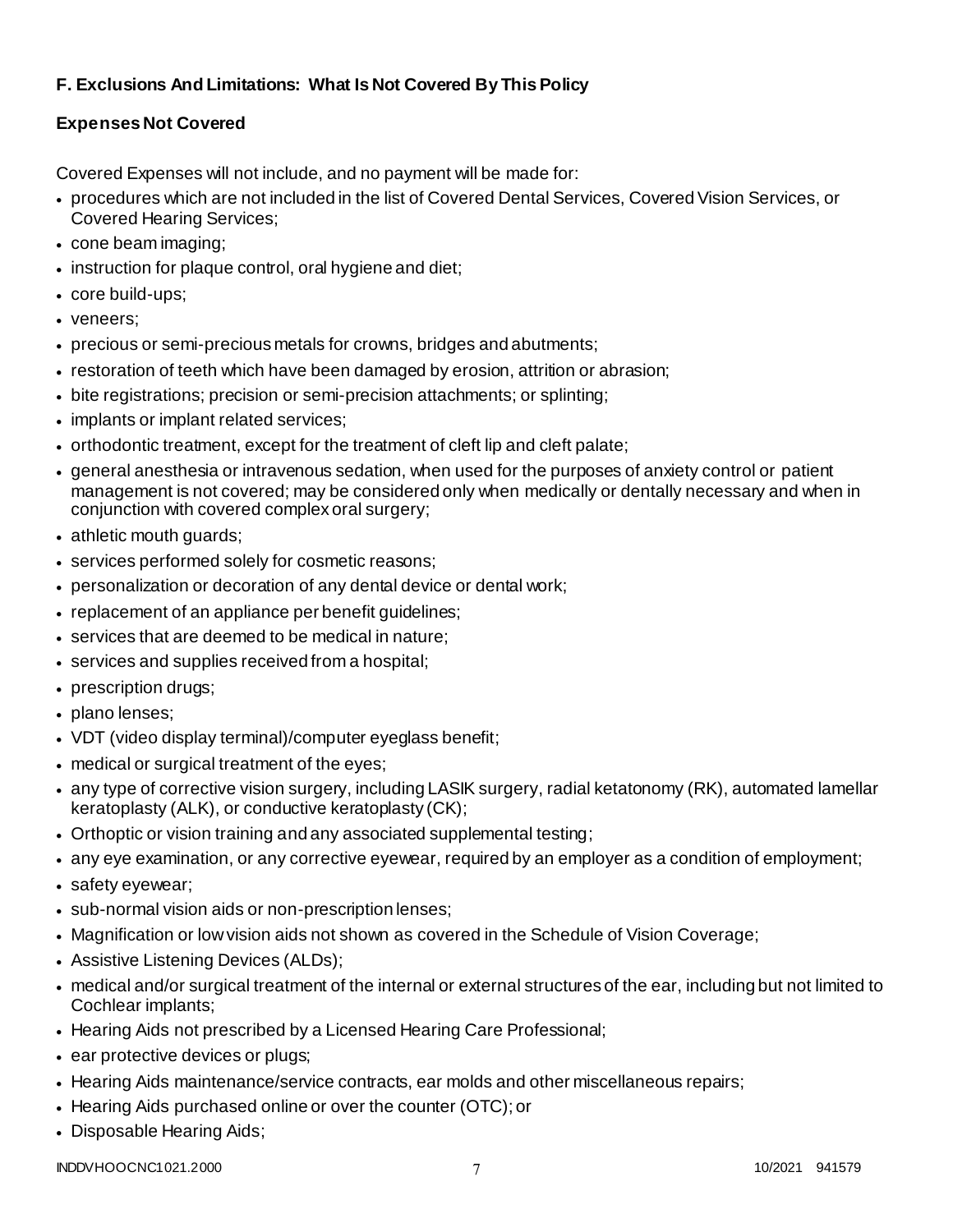### F. Exclusions And Limitations: What Is Not Covered By This Policy

#### Expenses Not Covered

Covered Expenses will not include, and no payment will be made for:

- procedures which are not included in the list of Covered Dental Services, Covered Vision Services, or Covered Hearing Services;
- cone beam imaging;
- instruction for plaque control, oral hygiene and diet;
- core build-ups;
- veneers;
- precious or semi-precious metals for crowns, bridges and abutments;
- restoration of teeth which have been damaged by erosion, attrition or abrasion;
- bite registrations; precision or semi-precision attachments; or splinting;
- implants or implant related services;
- orthodontic treatment, except for the treatment of cleft lip and cleft palate;
- general anesthesia or intravenous sedation, when used for the purposes of anxiety control or patient management is not covered; may be considered only when medically or dentally necessary and when in conjunction with covered complex oral surgery;
- athletic mouth guards;
- services performed solely for cosmetic reasons;
- personalization or decoration of any dental device or dental work;
- replacement of an appliance per benefit guidelines;
- services that are deemed to be medical in nature;
- services and supplies received from a hospital;
- prescription drugs;
- plano lenses;
- VDT (video display terminal)/computer eyeglass benefit;
- medical or surgical treatment of the eyes;
- any type of corrective vision surgery, including LASIK surgery, radial ketatonomy (RK), automated lamellar keratoplasty (ALK), or conductive keratoplasty (CK);
- Orthoptic or vision training and any associated supplemental testing;
- any eye examination, or any corrective eyewear, required by an employer as a condition of employment;
- safety eyewear;
- sub-normal vision aids or non-prescription lenses;
- Magnification or low vision aids not shown as covered in the Schedule of Vision Coverage;
- Assistive Listening Devices (ALDs);
- medical and/or surgical treatment of the internal or external structures of the ear, including but not limited to Cochlear implants;
- Hearing Aids not prescribed by a Licensed Hearing Care Professional;
- ear protective devices or plugs;
- Hearing Aids maintenance/service contracts, ear molds and other miscellaneous repairs;
- Hearing Aids purchased online or over the counter (OTC); or
- Disposable Hearing Aids;

INDDVHOOCNC1021.2000 10/2021 941579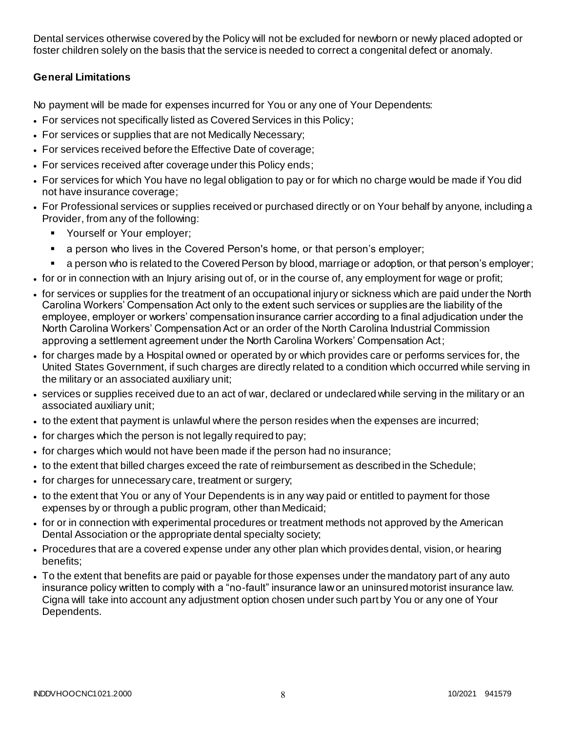Dental services otherwise covered by the Policy will not be excluded for newborn or newly placed adopted or foster children solely on the basis that the service is needed to correct a congenital defect or anomaly.

**General Limitations**

No payment will be made for expenses incurred for You or any one of Your Dependents:

- For services not specifically listed as Covered Services in this Policy;
- For services or supplies that are not Medically Necessary;
- For services received before the Effective Date of coverage;
- For services received after coverage under this Policy ends;
- For services for which You have no legal obligation to pay or for which no charge would be made if You did not have insurance coverage;
- For Professional services or supplies received or purchased directly or on Your behalf by anyone, including a Provider, from any of the following:
  - Yourself or Your employer;
  - a person who lives in the Covered Person's home, or that person's employer;
  - a person who is related to the Covered Person by blood, marriage or adoption, or that person's employer;
- for or in connection with an Injury arising out of, or in the course of, any employment for wage or profit;
- for services or supplies for the treatment of an occupational injury or sickness which are paid under the North Carolina Workers' Compensation Act only to the extent such services or supplies are the liability of the employee, employer or workers' compensation insurance carrier according to a final adjudication under the North Carolina Workers' Compensation Act or an order of the North Carolina Industrial Commission approving a settlement agreement under the North Carolina Workers' Compensation Act;
- for charges made by a Hospital owned or operated by or which provides care or performs services for, the United States Government, if such charges are directly related to a condition which occurred while serving in the military or an associated auxiliary unit;
- services or supplies received due to an act of war, declared or undeclared while serving in the military or an associated auxiliary unit;
- to the extent that payment is unlawful where the person resides when the expenses are incurred;
- for charges which the person is not legally required to pay;
- for charges which would not have been made if the person had no insurance;
- to the extent that billed charges exceed the rate of reimbursement as described in the Schedule;
- for charges for unnecessary care, treatment or surgery;
- to the extent that You or any of Your Dependents is in any way paid or entitled to payment for those expenses by or through a public program, other than Medicaid;
- for or in connection with experimental procedures or treatment methods not approved by the American Dental Association or the appropriate dental specialty society;
- Procedures that are a covered expense under any other plan which provides dental, vision, or hearing benefits;
- To the extent that benefits are paid or payable for those expenses under the mandatory part of any auto insurance policy written to comply with a "no-fault" insurance law or an uninsured motorist insurance law. Cigna will take into account any adjustment option chosen under such part by You or any one of Your Dependents.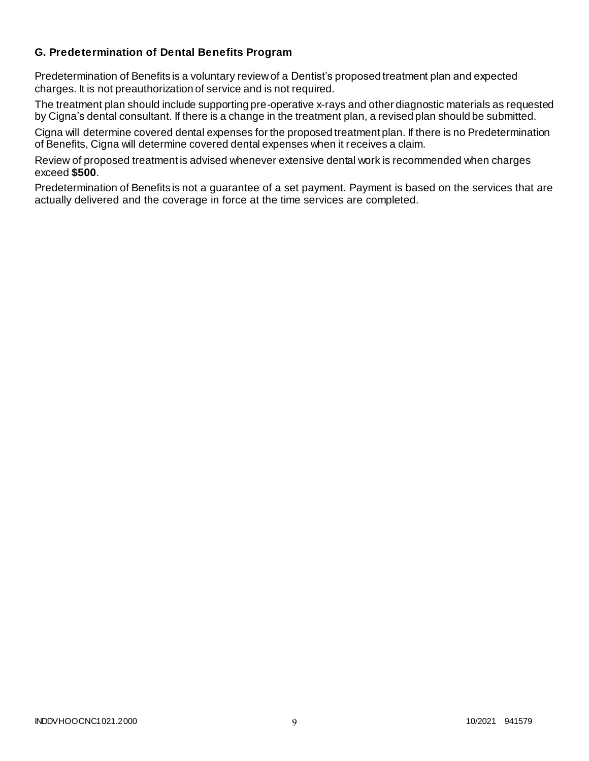### G. Predetermination of Dental Benefits Program

Predetermination of Benefits is a voluntary review of a Dentist's proposed treatment plan and expected charges. It is not preauthorization of service and is not required.

The treatment plan should include supporting pre-operative x-rays and other diagnostic materials as requested by Cigna's dental consultant. If there is a change in the treatment plan, a revised plan should be submitted.

Cigna will determine covered dental expenses for the proposed treatment plan. If there is no Predetermination of Benefits, Cigna will determine covered dental expenses when it receives a claim.

Review of proposed treatment is advised whenever extensive dental work is recommended when charges exceed **$500**.

Predetermination of Benefits is not a guarantee of a set payment. Payment is based on the services that are actually delivered and the coverage in force at the time services are completed.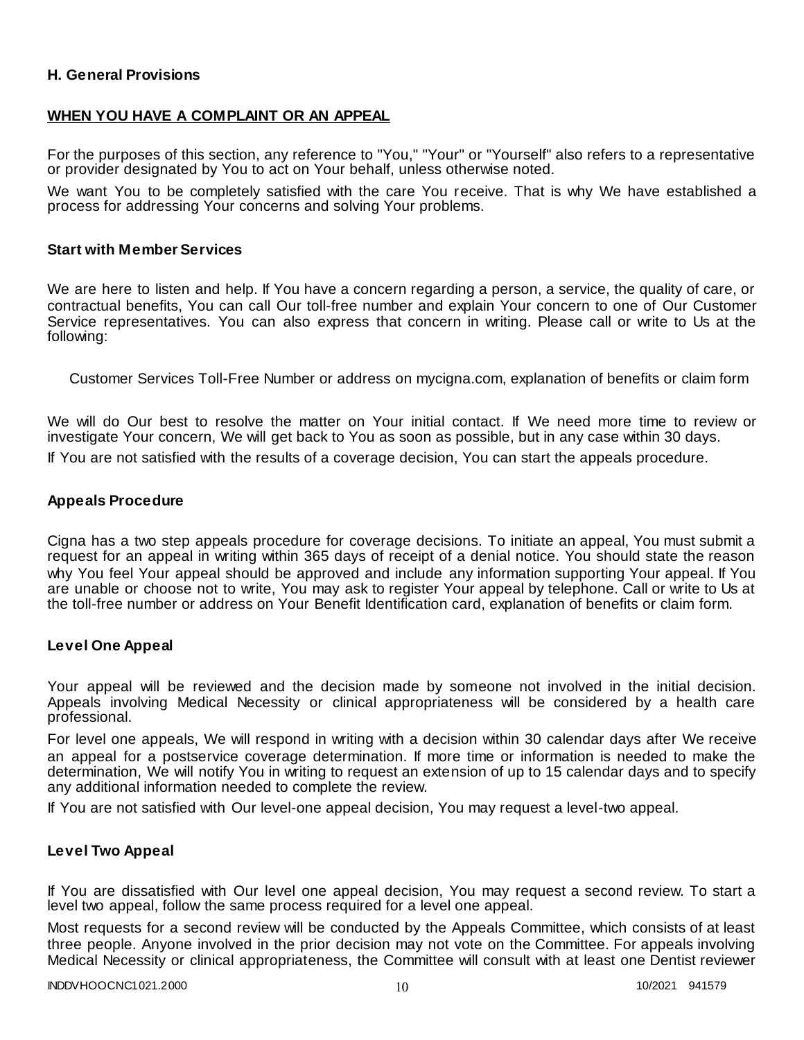## H. General Provisions

### WHEN YOU HAVE A COMPLAINT OR AN APPEAL

For the purposes of this section, any reference to "You," "Your" or "Yourself" also refers to a representative or provider designated by You to act on Your behalf, unless otherwise noted.

We want You to be completely satisfied with the care You receive. That is why We have established a process for addressing Your concerns and solving Your problems.

### Start with Member Services

We are here to listen and help. If You have a concern regarding a person, a service, the quality of care, or contractual benefits, You can call Our toll-free number and explain Your concern to one of Our Customer Service representatives. You can also express that concern in writing. Please call or write to Us at the following:

Customer Services Toll-Free Number or address on mycigna.com, explanation of benefits or claim form

We will do Our best to resolve the matter on Your initial contact. If We need more time to review or investigate Your concern, We will get back to You as soon as possible, but in any case within 30 days.

If You are not satisfied with the results of a coverage decision, You can start the appeals procedure.

### Appeals Procedure

Cigna has a two step appeals procedure for coverage decisions. To initiate an appeal, You must submit a request for an appeal in writing within 365 days of receipt of a denial notice. You should state the reason why You feel Your appeal should be approved and include any information supporting Your appeal. If You are unable or choose not to write, You may ask to register Your appeal by telephone. Call or write to Us at the toll-free number or address on Your Benefit Identification card, explanation of benefits or claim form.

### Level One Appeal

Your appeal will be reviewed and the decision made by someone not involved in the initial decision. Appeals involving Medical Necessity or clinical appropriateness will be considered by a health care professional.

For level one appeals, We will respond in writing with a decision within 30 calendar days after We receive an appeal for a postservice coverage determination. If more time or information is needed to make the determination, We will notify You in writing to request an extension of up to 15 calendar days and to specify any additional information needed to complete the review.

If You are not satisfied with Our level-one appeal decision, You may request a level-two appeal.

### Level Two Appeal

If You are dissatisfied with Our level one appeal decision, You may request a second review. To start a level two appeal, follow the same process required for a level one appeal.

Most requests for a second review will be conducted by the Appeals Committee, which consists of at least three people. Anyone involved in the prior decision may not vote on the Committee. For appeals involving Medical Necessity or clinical appropriateness, the Committee will consult with at least one Dentist reviewer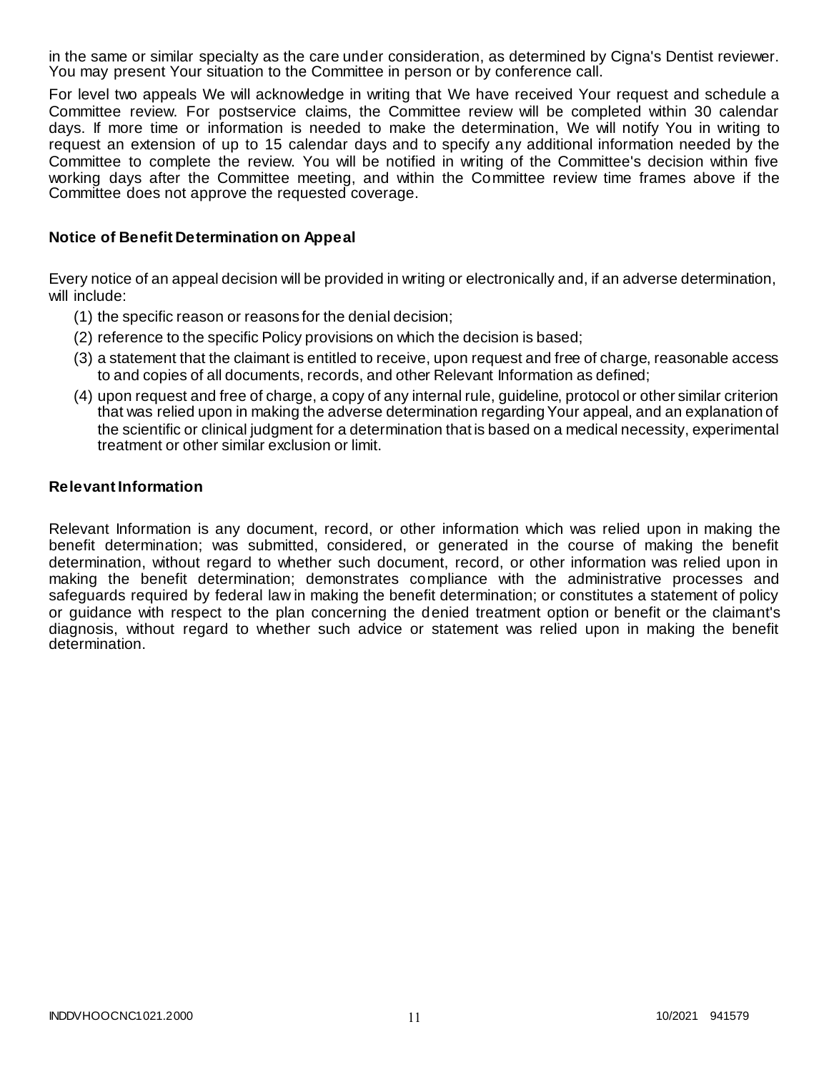in the same or similar specialty as the care under consideration, as determined by Cigna's Dentist reviewer. You may present Your situation to the Committee in person or by conference call.

For level two appeals We will acknowledge in writing that We have received Your request and schedule a Committee review. For postservice claims, the Committee review will be completed within 30 calendar days. If more time or information is needed to make the determination, We will notify You in writing to request an extension of up to 15 calendar days and to specify any additional information needed by the Committee to complete the review. You will be notified in writing of the Committee's decision within five working days after the Committee meeting, and within the Committee review time frames above if the Committee does not approve the requested coverage.

### Notice of Benefit Determination on Appeal

Every notice of an appeal decision will be provided in writing or electronically and, if an adverse determination, will include:

(1) the specific reason or reasons for the denial decision;

(2) reference to the specific Policy provisions on which the decision is based;

(3) a statement that the claimant is entitled to receive, upon request and free of charge, reasonable access to and copies of all documents, records, and other Relevant Information as defined;

(4) upon request and free of charge, a copy of any internal rule, guideline, protocol or other similar criterion that was relied upon in making the adverse determination regarding Your appeal, and an explanation of the scientific or clinical judgment for a determination that is based on a medical necessity, experimental treatment or other similar exclusion or limit.

### Relevant Information

Relevant Information is any document, record, or other information which was relied upon in making the benefit determination; was submitted, considered, or generated in the course of making the benefit determination, without regard to whether such document, record, or other information was relied upon in making the benefit determination; demonstrates compliance with the administrative processes and safeguards required by federal law in making the benefit determination; or constitutes a statement of policy or guidance with respect to the plan concerning the denied treatment option or benefit or the claimant's diagnosis, without regard to whether such advice or statement was relied upon in making the benefit determination.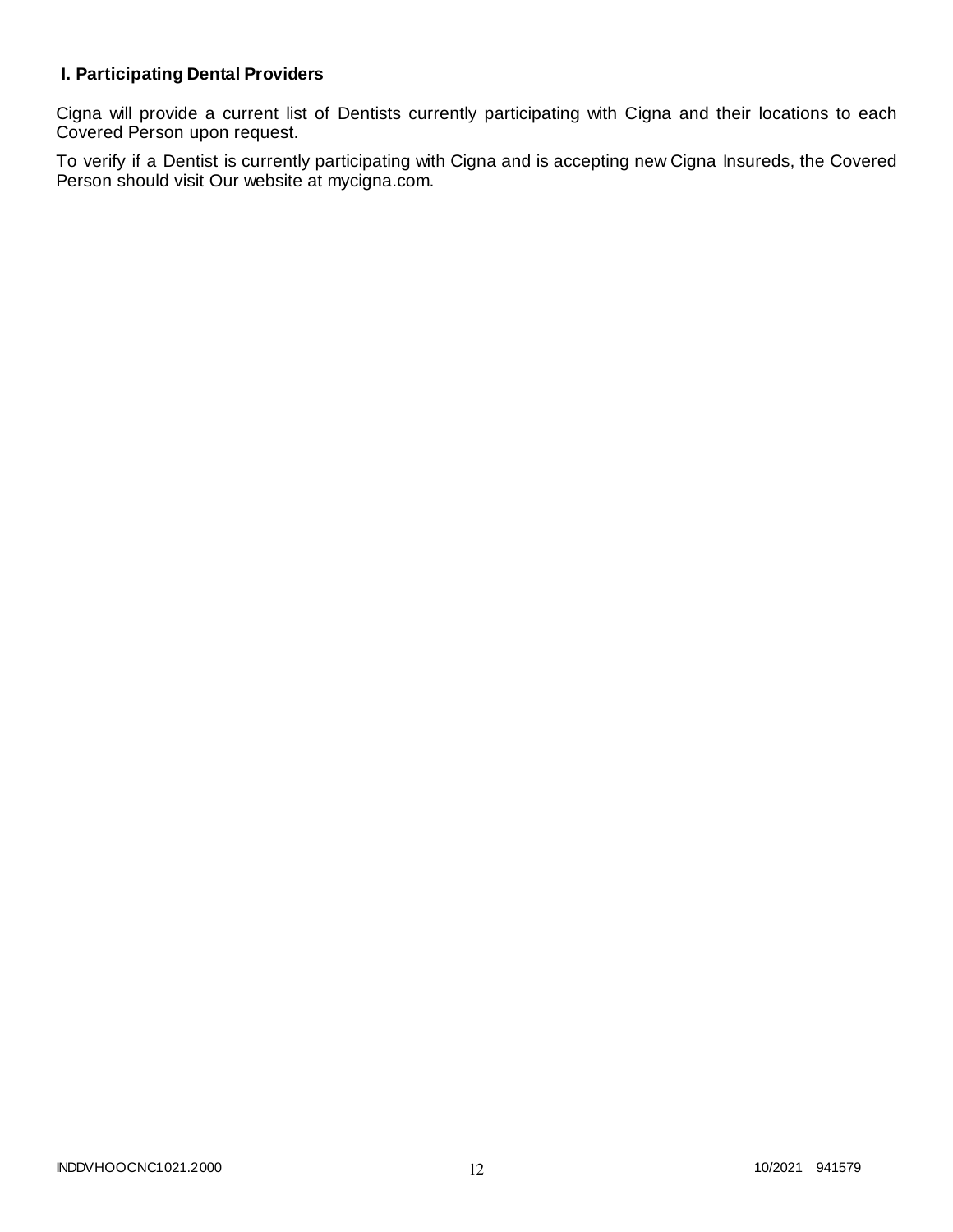### I. Participating Dental Providers

Cigna will provide a current list of Dentists currently participating with Cigna and their locations to each Covered Person upon request.

To verify if a Dentist is currently participating with Cigna and is accepting new Cigna Insureds, the Covered Person should visit Our website at mycigna.com.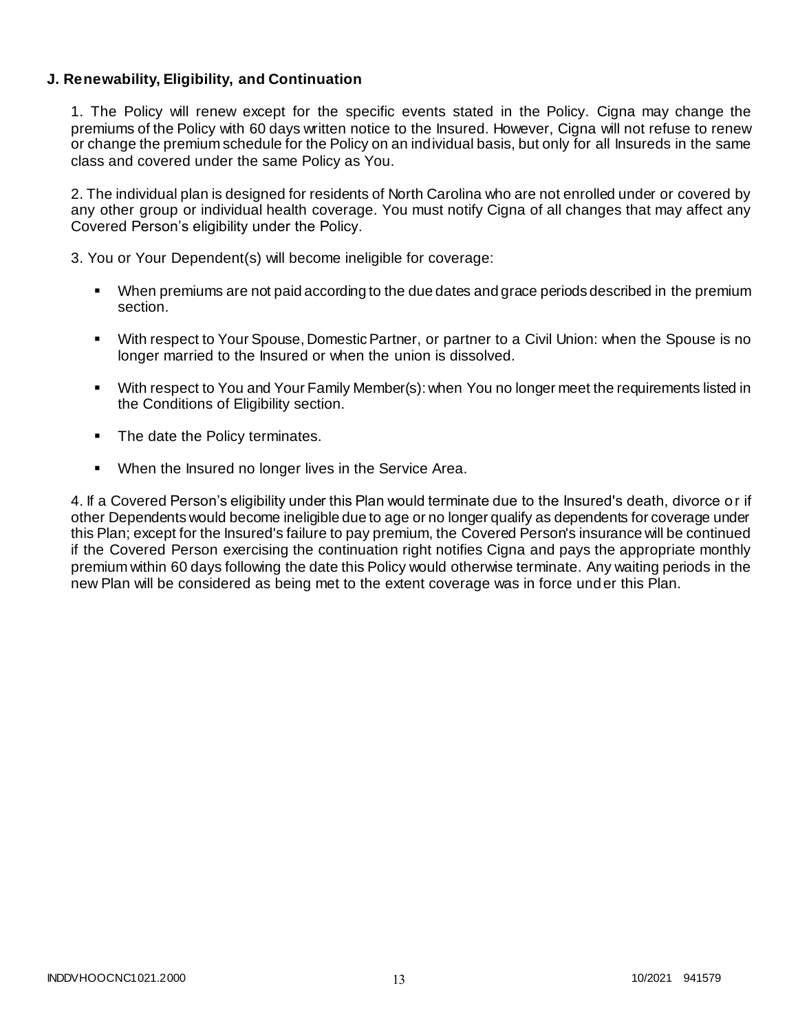### J. Renewability, Eligibility, and Continuation

1. The Policy will renew except for the specific events stated in the Policy. Cigna may change the premiums of the Policy with 60 days written notice to the Insured. However, Cigna will not refuse to renew or change the premium schedule for the Policy on an individual basis, but only for all Insureds in the same class and covered under the same Policy as You.

2. The individual plan is designed for residents of North Carolina who are not enrolled under or covered by any other group or individual health coverage. You must notify Cigna of all changes that may affect any Covered Person's eligibility under the Policy.

3. You or Your Dependent(s) will become ineligible for coverage:

- When premiums are not paid according to the due dates and grace periods described in the premium section.
- With respect to Your Spouse, Domestic Partner, or partner to a Civil Union: when the Spouse is no longer married to the Insured or when the union is dissolved.
- With respect to You and Your Family Member(s): when You no longer meet the requirements listed in the Conditions of Eligibility section.
- The date the Policy terminates.
- When the Insured no longer lives in the Service Area.

4. If a Covered Person's eligibility under this Plan would terminate due to the Insured's death, divorce or if other Dependents would become ineligible due to age or no longer qualify as dependents for coverage under this Plan; except for the Insured's failure to pay premium, the Covered Person's insurance will be continued if the Covered Person exercising the continuation right notifies Cigna and pays the appropriate monthly premium within 60 days following the date this Policy would otherwise terminate. Any waiting periods in the new Plan will be considered as being met to the extent coverage was in force under this Plan.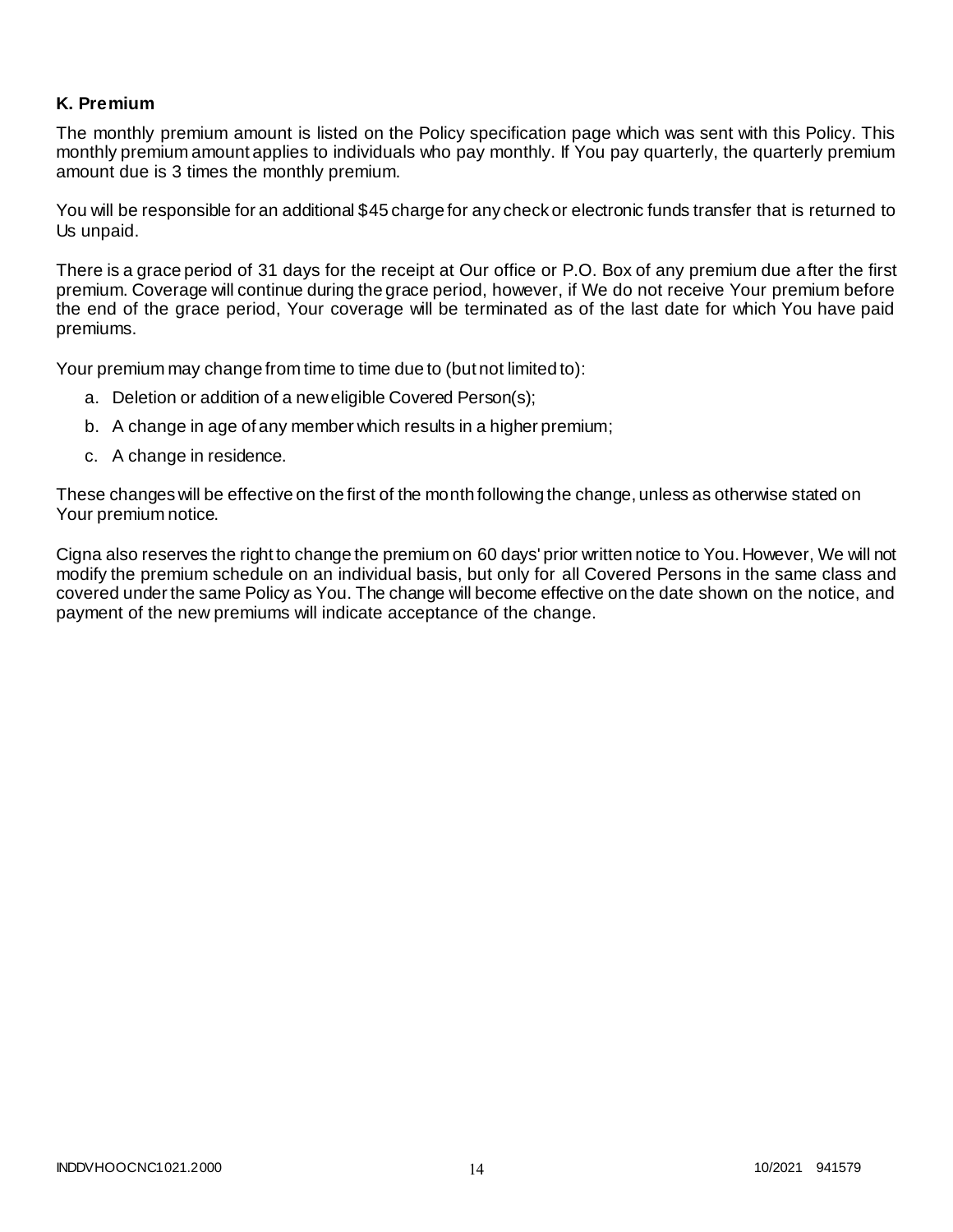### K. Premium

The monthly premium amount is listed on the Policy specification page which was sent with this Policy. This monthly premium amount applies to individuals who pay monthly. If You pay quarterly, the quarterly premium amount due is 3 times the monthly premium.

You will be responsible for an additional $45 charge for any check or electronic funds transfer that is returned to Us unpaid.

There is a grace period of 31 days for the receipt at Our office or P.O. Box of any premium due after the first premium. Coverage will continue during the grace period, however, if We do not receive Your premium before the end of the grace period, Your coverage will be terminated as of the last date for which You have paid premiums.

Your premium may change from time to time due to (but not limited to):

a. Deletion or addition of a new eligible Covered Person(s);
b. A change in age of any member which results in a higher premium;
c. A change in residence.

These changes will be effective on the first of the month following the change, unless as otherwise stated on Your premium notice.

Cigna also reserves the right to change the premium on 60 days' prior written notice to You. However, We will not modify the premium schedule on an individual basis, but only for all Covered Persons in the same class and covered under the same Policy as You. The change will become effective on the date shown on the notice, and payment of the new premiums will indicate acceptance of the change.